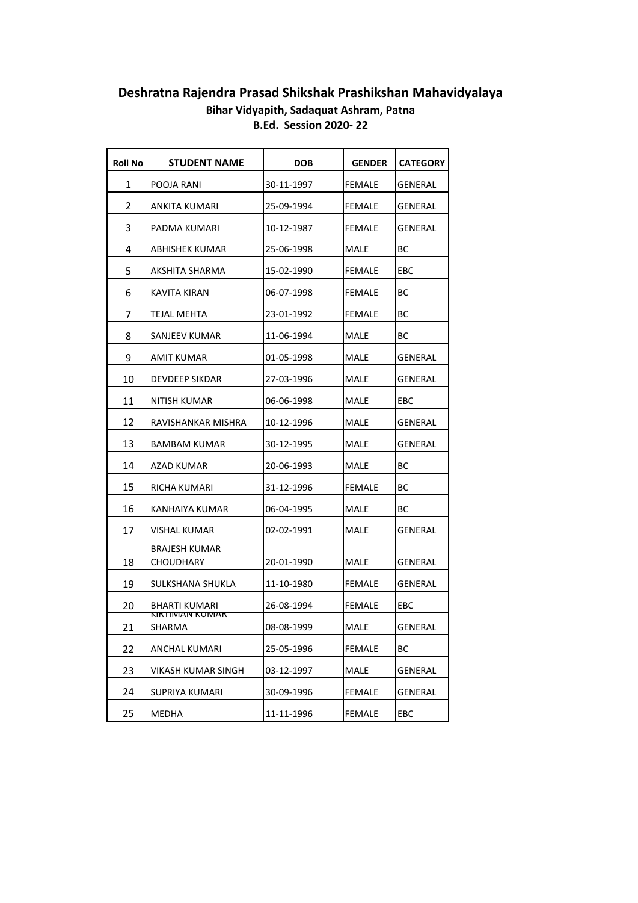# Deshratna Rajendra Prasad Shikshak Prashikshan Mahavidyalaya

### Bihar Vidyapith, Sadaquat Ashram, Patna

### B.Ed. Session 2020- 22

| Roll No | STUDENT NAME | DOB | GENDER | CATEGORY |
|---|---|---|---|---|
| 1 | POOJA RANI | 30-11-1997 | FEMALE | GENERAL |
| 2 | ANKITA KUMARI | 25-09-1994 | FEMALE | GENERAL |
| 3 | PADMA KUMARI | 10-12-1987 | FEMALE | GENERAL |
| 4 | ABHISHEK KUMAR | 25-06-1998 | MALE | BC |
| 5 | AKSHITA SHARMA | 15-02-1990 | FEMALE | EBC |
| 6 | KAVITA KIRAN | 06-07-1998 | FEMALE | BC |
| 7 | TEJAL MEHTA | 23-01-1992 | FEMALE | BC |
| 8 | SANJEEV KUMAR | 11-06-1994 | MALE | BC |
| 9 | AMIT KUMAR | 01-05-1998 | MALE | GENERAL |
| 10 | DEVDEEP SIKDAR | 27-03-1996 | MALE | GENERAL |
| 11 | NITISH KUMAR | 06-06-1998 | MALE | EBC |
| 12 | RAVISHANKAR MISHRA | 10-12-1996 | MALE | GENERAL |
| 13 | BAMBAM KUMAR | 30-12-1995 | MALE | GENERAL |
| 14 | AZAD KUMAR | 20-06-1993 | MALE | BC |
| 15 | RICHA KUMARI | 31-12-1996 | FEMALE | BC |
| 16 | KANHAIYA KUMAR | 06-04-1995 | MALE | BC |
| 17 | VISHAL KUMAR | 02-02-1991 | MALE | GENERAL |
| 18 | BRAJESH KUMAR CHOUDHARY | 20-01-1990 | MALE | GENERAL |
| 19 | SULKSHANA SHUKLA | 11-10-1980 | FEMALE | GENERAL |
| 20 | BHARTI KUMARI | 26-08-1994 | FEMALE | EBC |
| 21 | KIRTIMAN KUMAR SHARMA | 08-08-1999 | MALE | GENERAL |
| 22 | ANCHAL KUMARI | 25-05-1996 | FEMALE | BC |
| 23 | VIKASH KUMAR SINGH | 03-12-1997 | MALE | GENERAL |
| 24 | SUPRIYA KUMARI | 30-09-1996 | FEMALE | GENERAL |
| 25 | MEDHA | 11-11-1996 | FEMALE | EBC |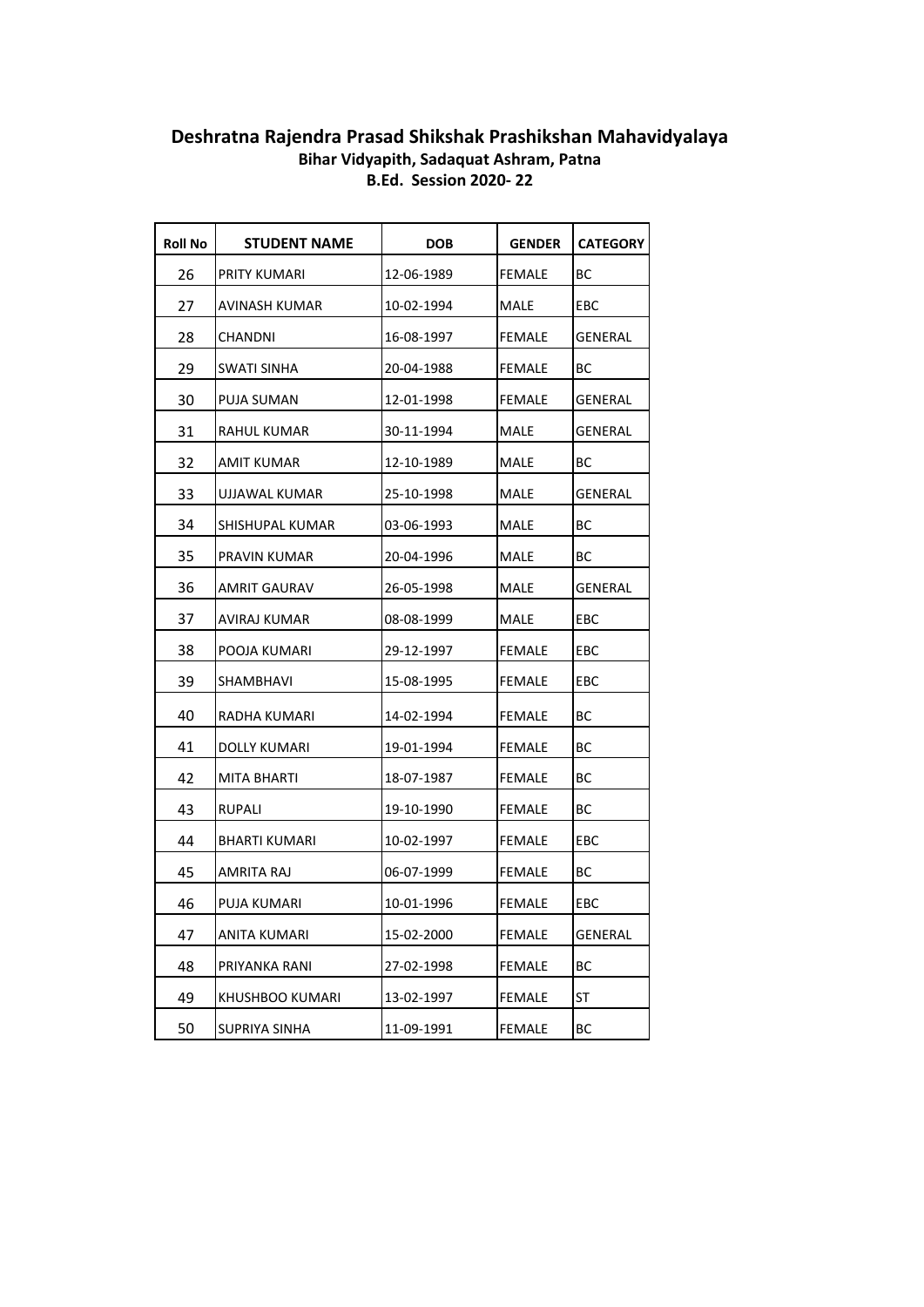# Deshratna Rajendra Prasad Shikshak Prashikshan Mahavidyalaya

**Bihar Vidyapith, Sadaquat Ashram, Patna**

**B.Ed. Session 2020- 22**

| Roll No | STUDENT NAME | DOB | GENDER | CATEGORY |
|---|---|---|---|---|
| 26 | PRITY KUMARI | 12-06-1989 | FEMALE | BC |
| 27 | AVINASH KUMAR | 10-02-1994 | MALE | EBC |
| 28 | CHANDNI | 16-08-1997 | FEMALE | GENERAL |
| 29 | SWATI SINHA | 20-04-1988 | FEMALE | BC |
| 30 | PUJA SUMAN | 12-01-1998 | FEMALE | GENERAL |
| 31 | RAHUL KUMAR | 30-11-1994 | MALE | GENERAL |
| 32 | AMIT KUMAR | 12-10-1989 | MALE | BC |
| 33 | UJJAWAL KUMAR | 25-10-1998 | MALE | GENERAL |
| 34 | SHISHUPAL KUMAR | 03-06-1993 | MALE | BC |
| 35 | PRAVIN KUMAR | 20-04-1996 | MALE | BC |
| 36 | AMRIT GAURAV | 26-05-1998 | MALE | GENERAL |
| 37 | AVIRAJ KUMAR | 08-08-1999 | MALE | EBC |
| 38 | POOJA KUMARI | 29-12-1997 | FEMALE | EBC |
| 39 | SHAMBHAVI | 15-08-1995 | FEMALE | EBC |
| 40 | RADHA KUMARI | 14-02-1994 | FEMALE | BC |
| 41 | DOLLY KUMARI | 19-01-1994 | FEMALE | BC |
| 42 | MITA BHARTI | 18-07-1987 | FEMALE | BC |
| 43 | RUPALI | 19-10-1990 | FEMALE | BC |
| 44 | BHARTI KUMARI | 10-02-1997 | FEMALE | EBC |
| 45 | AMRITA RAJ | 06-07-1999 | FEMALE | BC |
| 46 | PUJA KUMARI | 10-01-1996 | FEMALE | EBC |
| 47 | ANITA KUMARI | 15-02-2000 | FEMALE | GENERAL |
| 48 | PRIYANKA RANI | 27-02-1998 | FEMALE | BC |
| 49 | KHUSHBOO KUMARI | 13-02-1997 | FEMALE | ST |
| 50 | SUPRIYA SINHA | 11-09-1991 | FEMALE | BC |